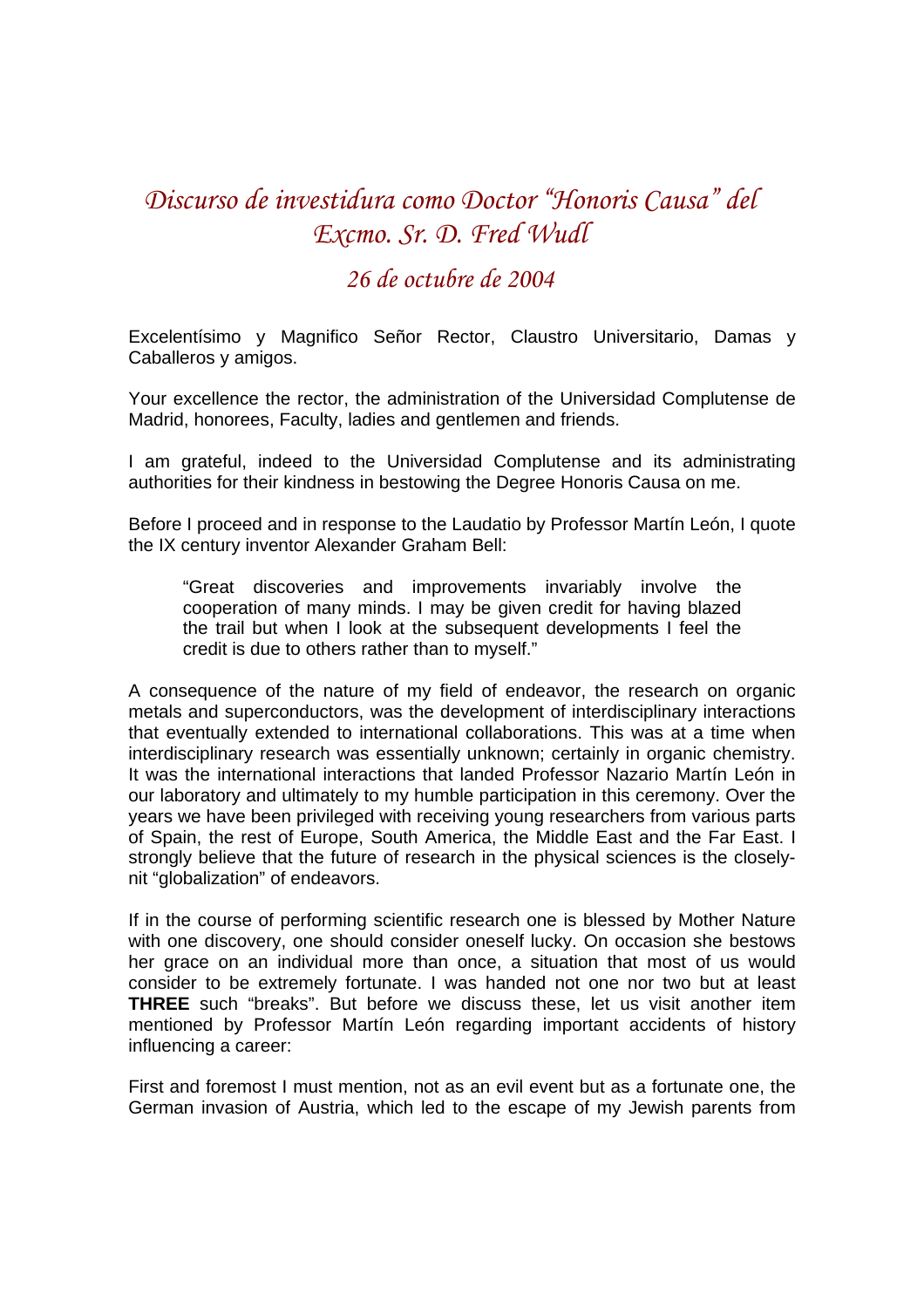# *Discurso de investidura como Doctor "Honoris Causa" del Excmo. Sr. D. Fred Wudl*

## *26 de octubre de 2004*

Excelentísimo y Magnifico Señor Rector, Claustro Universitario, Damas y Caballeros y amigos.

Your excellence the rector, the administration of the Universidad Complutense de Madrid, honorees, Faculty, ladies and gentlemen and friends.

I am grateful, indeed to the Universidad Complutense and its administrating authorities for their kindness in bestowing the Degree Honoris Causa on me.

Before I proceed and in response to the Laudatio by Professor Martín León, I quote the IX century inventor Alexander Graham Bell:

> "Great discoveries and improvements invariably involve the cooperation of many minds. I may be given credit for having blazed the trail but when I look at the subsequent developments I feel the credit is due to others rather than to myself."

A consequence of the nature of my field of endeavor, the research on organic metals and superconductors, was the development of interdisciplinary interactions that eventually extended to international collaborations. This was at a time when interdisciplinary research was essentially unknown; certainly in organic chemistry. It was the international interactions that landed Professor Nazario Martín León in our laboratory and ultimately to my humble participation in this ceremony. Over the years we have been privileged with receiving young researchers from various parts of Spain, the rest of Europe, South America, the Middle East and the Far East. I strongly believe that the future of research in the physical sciences is the closely-nit "globalization" of endeavors.

If in the course of performing scientific research one is blessed by Mother Nature with one discovery, one should consider oneself lucky. On occasion she bestows her grace on an individual more than once, a situation that most of us would consider to be extremely fortunate. I was handed not one nor two but at least **THREE** such "breaks". But before we discuss these, let us visit another item mentioned by Professor Martín León regarding important accidents of history influencing a career:

First and foremost I must mention, not as an evil event but as a fortunate one, the German invasion of Austria, which led to the escape of my Jewish parents from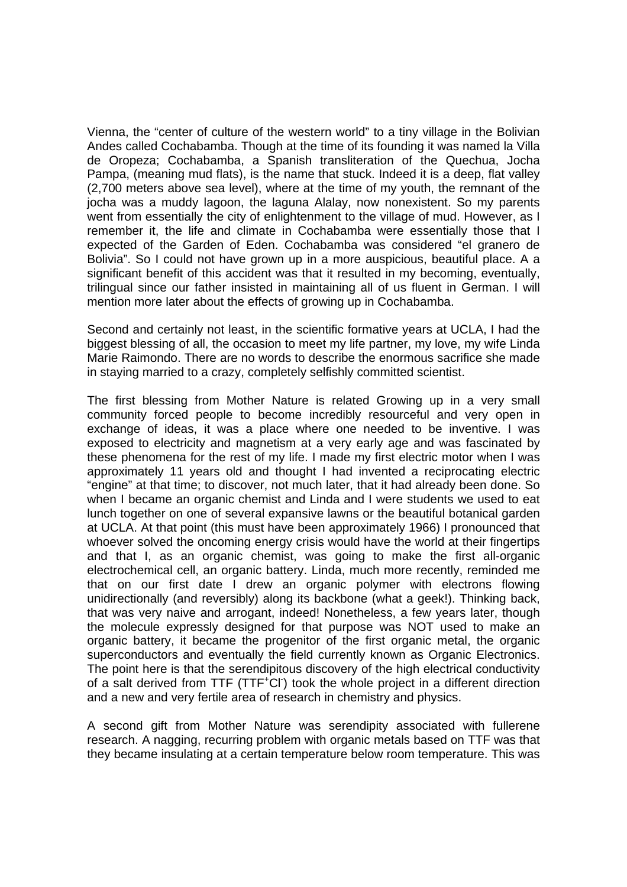Vienna, the “center of culture of the western world” to a tiny village in the Bolivian Andes called Cochabamba. Though at the time of its founding it was named la Villa de Oropeza; Cochabamba, a Spanish transliteration of the Quechua, Jocha Pampa, (meaning mud flats), is the name that stuck. Indeed it is a deep, flat valley (2,700 meters above sea level), where at the time of my youth, the remnant of the jocha was a muddy lagoon, the laguna Alalay, now nonexistent. So my parents went from essentially the city of enlightenment to the village of mud. However, as I remember it, the life and climate in Cochabamba were essentially those that I expected of the Garden of Eden. Cochabamba was considered “el granero de Bolivia”. So I could not have grown up in a more auspicious, beautiful place. A a significant benefit of this accident was that it resulted in my becoming, eventually, trilingual since our father insisted in maintaining all of us fluent in German. I will mention more later about the effects of growing up in Cochabamba.

Second and certainly not least, in the scientific formative years at UCLA, I had the biggest blessing of all, the occasion to meet my life partner, my love, my wife Linda Marie Raimondo. There are no words to describe the enormous sacrifice she made in staying married to a crazy, completely selfishly committed scientist.

The first blessing from Mother Nature is related Growing up in a very small community forced people to become incredibly resourceful and very open in exchange of ideas, it was a place where one needed to be inventive. I was exposed to electricity and magnetism at a very early age and was fascinated by these phenomena for the rest of my life. I made my first electric motor when I was approximately 11 years old and thought I had invented a reciprocating electric “engine” at that time; to discover, not much later, that it had already been done. So when I became an organic chemist and Linda and I were students we used to eat lunch together on one of several expansive lawns or the beautiful botanical garden at UCLA. At that point (this must have been approximately 1966) I pronounced that whoever solved the oncoming energy crisis would have the world at their fingertips and that I, as an organic chemist, was going to make the first all-organic electrochemical cell, an organic battery. Linda, much more recently, reminded me that on our first date I drew an organic polymer with electrons flowing unidirectionally (and reversibly) along its backbone (what a geek!). Thinking back, that was very naive and arrogant, indeed! Nonetheless, a few years later, though the molecule expressly designed for that purpose was NOT used to make an organic battery, it became the progenitor of the first organic metal, the organic superconductors and eventually the field currently known as Organic Electronics. The point here is that the serendipitous discovery of the high electrical conductivity of a salt derived from TTF ($TTF^{+}Cl^{-}$) took the whole project in a different direction and a new and very fertile area of research in chemistry and physics.

A second gift from Mother Nature was serendipity associated with fullerene research. A nagging, recurring problem with organic metals based on TTF was that they became insulating at a certain temperature below room temperature. This was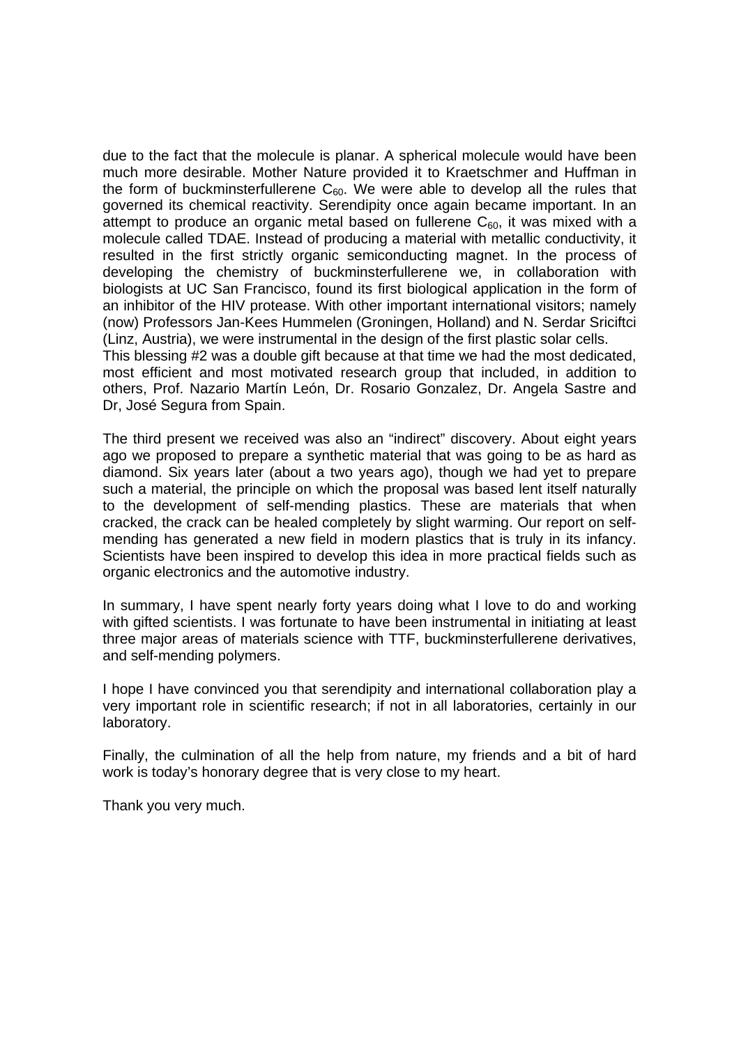due to the fact that the molecule is planar. A spherical molecule would have been much more desirable. Mother Nature provided it to Kraetschmer and Huffman in the form of buckminsterfullerene $C_{60}$. We were able to develop all the rules that governed its chemical reactivity. Serendipity once again became important. In an attempt to produce an organic metal based on fullerene $C_{60}$, it was mixed with a molecule called TDAE. Instead of producing a material with metallic conductivity, it resulted in the first strictly organic semiconducting magnet. In the process of developing the chemistry of buckminsterfullerene we, in collaboration with biologists at UC San Francisco, found its first biological application in the form of an inhibitor of the HIV protease. With other important international visitors; namely (now) Professors Jan-Kees Hummelen (Groningen, Holland) and N. Serdar Sriciftci (Linz, Austria), we were instrumental in the design of the first plastic solar cells.
This blessing #2 was a double gift because at that time we had the most dedicated, most efficient and most motivated research group that included, in addition to others, Prof. Nazario Martín León, Dr. Rosario Gonzalez, Dr. Angela Sastre and Dr, José Segura from Spain.

The third present we received was also an "indirect" discovery. About eight years ago we proposed to prepare a synthetic material that was going to be as hard as diamond. Six years later (about a two years ago), though we had yet to prepare such a material, the principle on which the proposal was based lent itself naturally to the development of self-mending plastics. These are materials that when cracked, the crack can be healed completely by slight warming. Our report on self-mending has generated a new field in modern plastics that is truly in its infancy. Scientists have been inspired to develop this idea in more practical fields such as organic electronics and the automotive industry.

In summary, I have spent nearly forty years doing what I love to do and working with gifted scientists. I was fortunate to have been instrumental in initiating at least three major areas of materials science with TTF, buckminsterfullerene derivatives, and self-mending polymers.

I hope I have convinced you that serendipity and international collaboration play a very important role in scientific research; if not in all laboratories, certainly in our laboratory.

Finally, the culmination of all the help from nature, my friends and a bit of hard work is today's honorary degree that is very close to my heart.

Thank you very much.